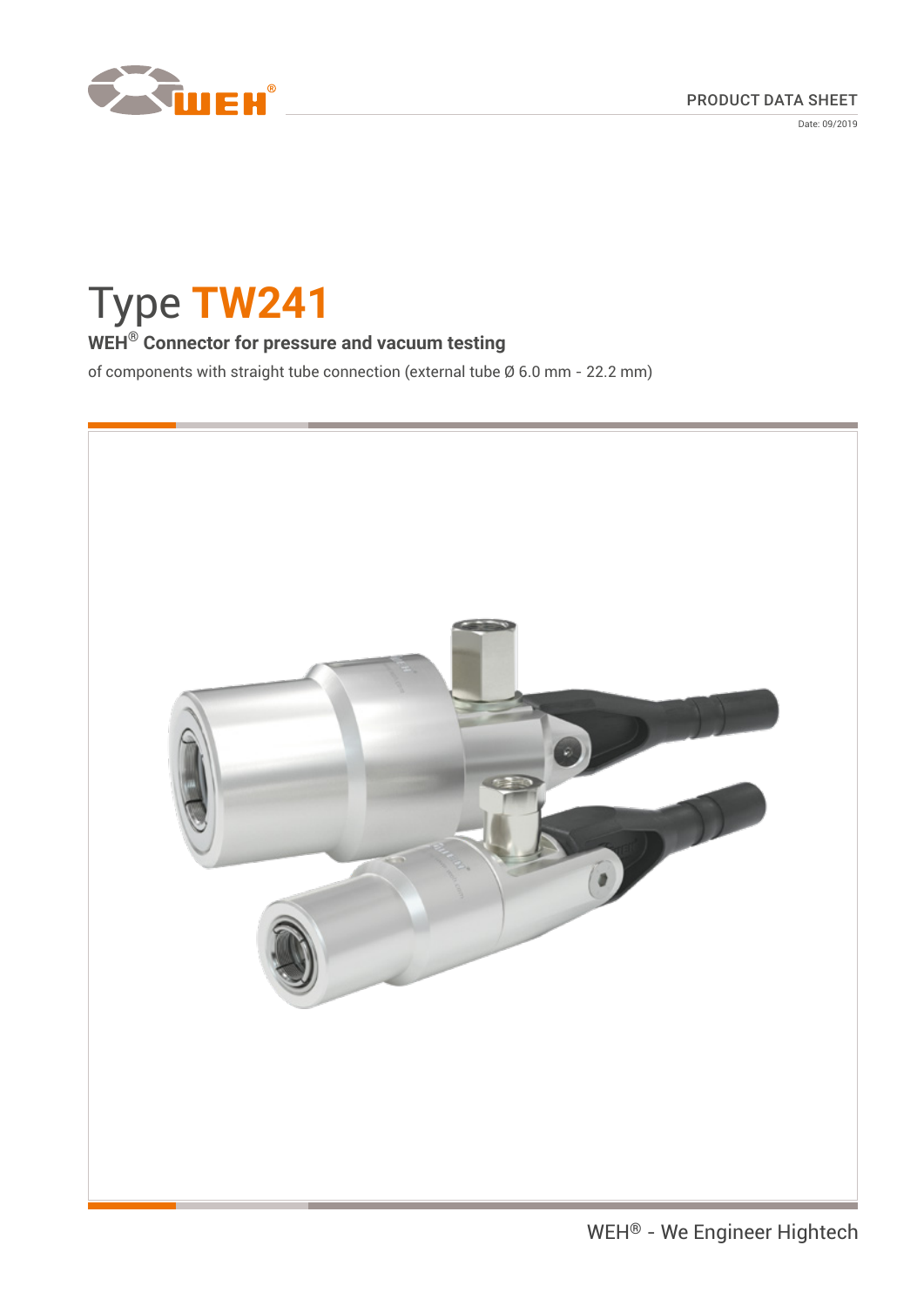PRODUCT DATA SHEET

Date: 09/2019

# Type TW241

**WEH® Connector for pressure and vacuum testing**

of components with straight tube connection (external tube Ø 6.0 mm - 22.2 mm)

WEH® - We Engineer Hightech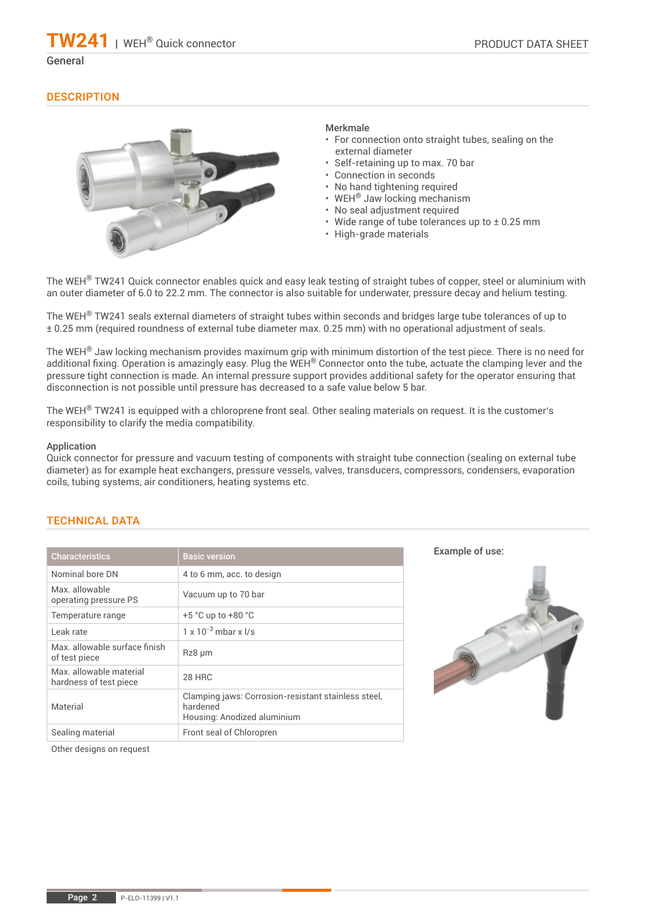# TW241 | WEH® Quick connector

General

## DESCRIPTION

**Merkmale**

- For connection onto straight tubes, sealing on the external diameter
- Self-retaining up to max. 70 bar
- Connection in seconds
- No hand tightening required
- WEH® Jaw locking mechanism
- No seal adjustment required
- Wide range of tube tolerances up to ± 0.25 mm
- High-grade materials

The WEH® TW241 Quick connector enables quick and easy leak testing of straight tubes of copper, steel or aluminium with an outer diameter of 6.0 to 22.2 mm. The connector is also suitable for underwater, pressure decay and helium testing.

The WEH® TW241 seals external diameters of straight tubes within seconds and bridges large tube tolerances of up to ± 0.25 mm (required roundness of external tube diameter max. 0.25 mm) with no operational adjustment of seals.

The WEH® Jaw locking mechanism provides maximum grip with minimum distortion of the test piece. There is no need for additional fixing. Operation is amazingly easy. Plug the WEH® Connector onto the tube, actuate the clamping lever and the pressure tight connection is made. An internal pressure support provides additional safety for the operator ensuring that disconnection is not possible until pressure has decreased to a safe value below 5 bar.

The WEH® TW241 is equipped with a chloroprene front seal. Other sealing materials on request. It is the customer's responsibility to clarify the media compatibility.

**Application**

Quick connector for pressure and vacuum testing of components with straight tube connection (sealing on external tube diameter) as for example heat exchangers, pressure vessels, valves, transducers, compressors, condensers, evaporation coils, tubing systems, air conditioners, heating systems etc.

## TECHNICAL DATA

| Characteristics | Basic version |
|---|---|
| Nominal bore DN | 4 to 6 mm, acc. to design |
| Max. allowable operating pressure PS | Vacuum up to 70 bar |
| Temperature range | +5 °C up to +80 °C |
| Leak rate | $1 \times 10^{-3}$ mbar x l/s |
| Max. allowable surface finish of test piece | Rz8 µm |
| Max. allowable material hardness of test piece | 28 HRC |
| Material | Clamping jaws: Corrosion-resistant stainless steel, hardened<br>Housing: Anodized aluminium |
| Sealing material | Front seal of Chloropren |

Other designs on request

Example of use: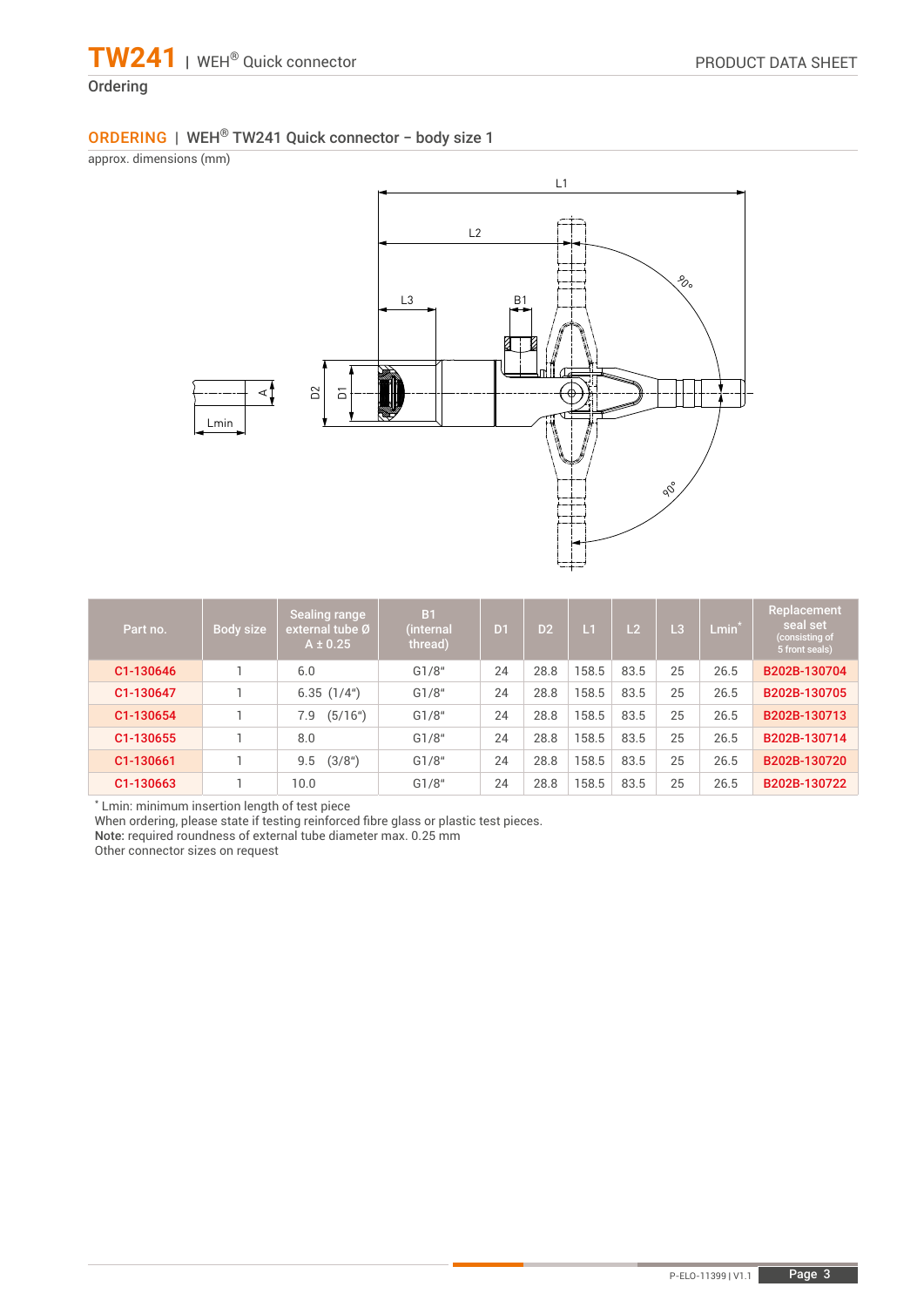## Ordering

### ORDERING | WEH® TW241 Quick connector – body size 1

approx. dimensions (mm)

| Part no. | Body size | Sealing range external tube Ø A ± 0.25 | B1 (internal thread) | D1 | D2 | L1 | L2 | L3 | Lmin* | Replacement seal set (consisting of 5 front seals) |
|---|---|---|---|---|---|---|---|---|---|---|
| C1-130646 | 1 | 6.0 | G1/8" | 24 | 28.8 | 158.5 | 83.5 | 25 | 26.5 | B202B-130704 |
| C1-130647 | 1 | 6.35 (1/4") | G1/8" | 24 | 28.8 | 158.5 | 83.5 | 25 | 26.5 | B202B-130705 |
| C1-130654 | 1 | 7.9 (5/16") | G1/8" | 24 | 28.8 | 158.5 | 83.5 | 25 | 26.5 | B202B-130713 |
| C1-130655 | 1 | 8.0 | G1/8" | 24 | 28.8 | 158.5 | 83.5 | 25 | 26.5 | B202B-130714 |
| C1-130661 | 1 | 9.5 (3/8") | G1/8" | 24 | 28.8 | 158.5 | 83.5 | 25 | 26.5 | B202B-130720 |
| C1-130663 | 1 | 10.0 | G1/8" | 24 | 28.8 | 158.5 | 83.5 | 25 | 26.5 | B202B-130722 |

* Lmin: minimum insertion length of test piece
When ordering, please state if testing reinforced fibre glass or plastic test pieces.
**Note:** required roundness of external tube diameter max. 0.25 mm
Other connector sizes on request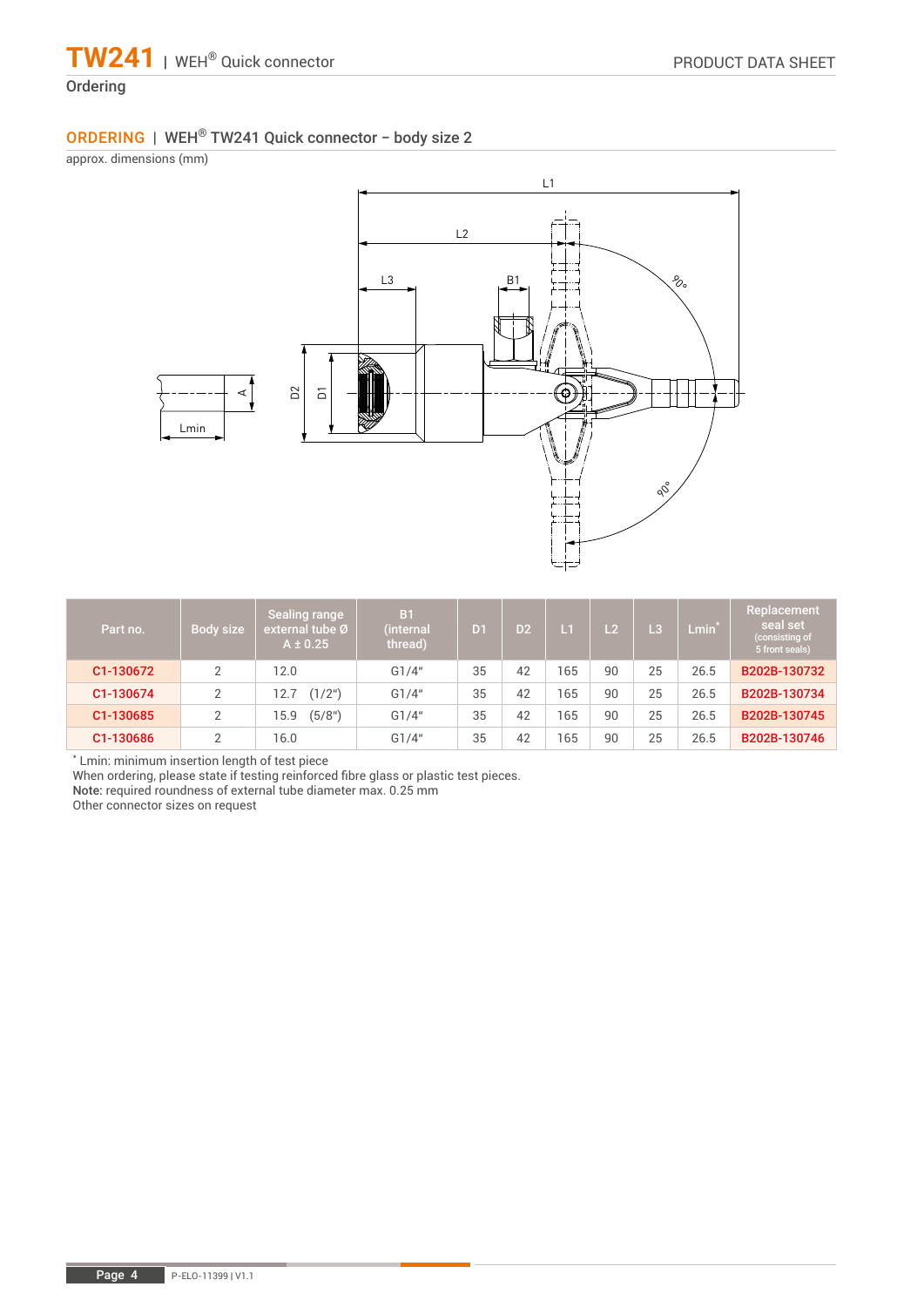Ordering

## ORDERING | WEH® TW241 Quick connector – body size 2

approx. dimensions (mm)

| Part no. | Body size | Sealing range external tube Ø A ± 0.25 | B1 (internal thread) | D1 | D2 | L1 | L2 | L3 | Lmin* | Replacement seal set (consisting of 5 front seals) |
|---|---|---|---|---|---|---|---|---|---|---|
| C1-130672 | 2 | 12.0 | G1/4" | 35 | 42 | 165 | 90 | 25 | 26.5 | B202B-130732 |
| C1-130674 | 2 | 12.7 (1/2") | G1/4" | 35 | 42 | 165 | 90 | 25 | 26.5 | B202B-130734 |
| C1-130685 | 2 | 15.9 (5/8") | G1/4" | 35 | 42 | 165 | 90 | 25 | 26.5 | B202B-130745 |
| C1-130686 | 2 | 16.0 | G1/4" | 35 | 42 | 165 | 90 | 25 | 26.5 | B202B-130746 |

* Lmin: minimum insertion length of test piece

When ordering, please state if testing reinforced fibre glass or plastic test pieces.

**Note:** required roundness of external tube diameter max. 0.25 mm

Other connector sizes on request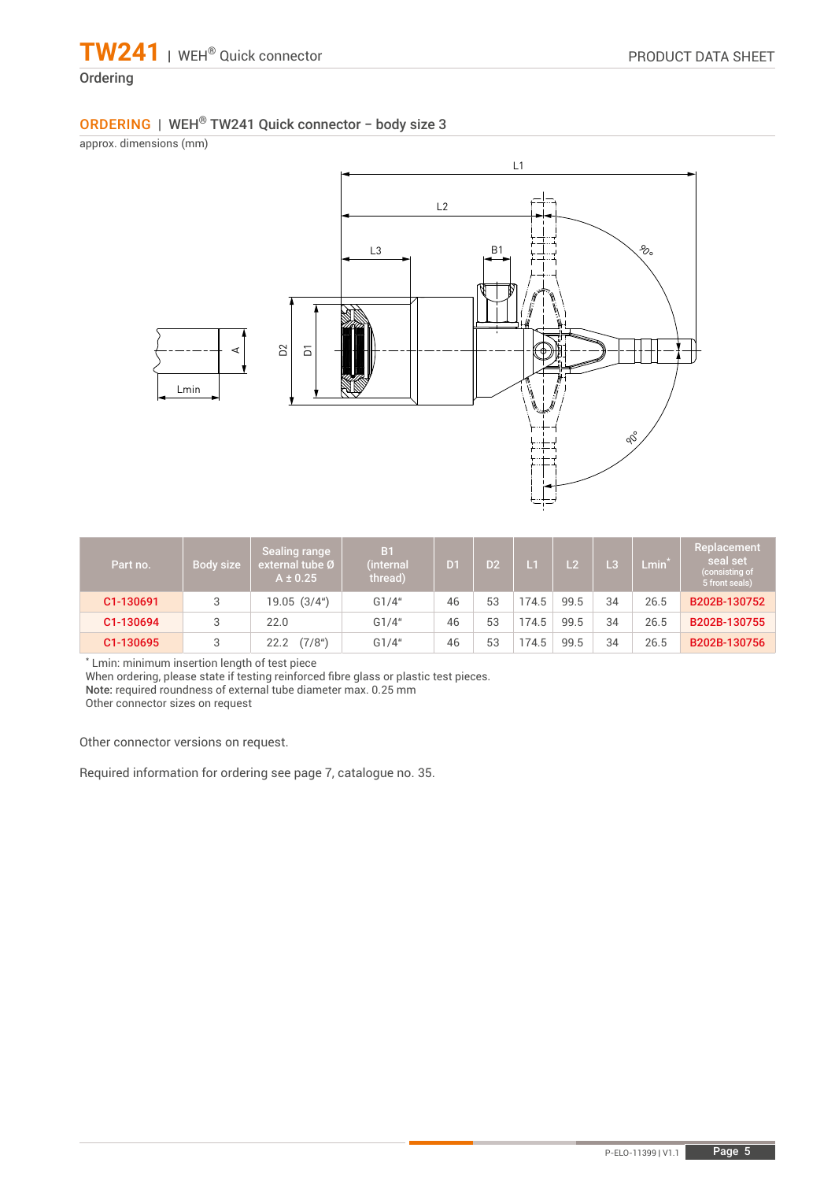## Ordering

### ORDERING | WEH® TW241 Quick connector – body size 3

approx. dimensions (mm)

| Part no. | Body size | Sealing range external tube Ø A ± 0.25 | B1 (internal thread) | D1 | D2 | L1 | L2 | L3 | Lmin* | Replacement seal set (consisting of 5 front seals) |
|---|---|---|---|---|---|---|---|---|---|---|
| C1-130691 | 3 | 19.05 (3/4") | G1/4" | 46 | 53 | 174.5 | 99.5 | 34 | 26.5 | B202B-130752 |
| C1-130694 | 3 | 22.0 | G1/4" | 46 | 53 | 174.5 | 99.5 | 34 | 26.5 | B202B-130755 |
| C1-130695 | 3 | 22.2 (7/8") | G1/4" | 46 | 53 | 174.5 | 99.5 | 34 | 26.5 | B202B-130756 |

* Lmin: minimum insertion length of test piece
When ordering, please state if testing reinforced fibre glass or plastic test pieces.
**Note:** required roundness of external tube diameter max. 0.25 mm
Other connector sizes on request

Other connector versions on request.

Required information for ordering see page 7, catalogue no. 35.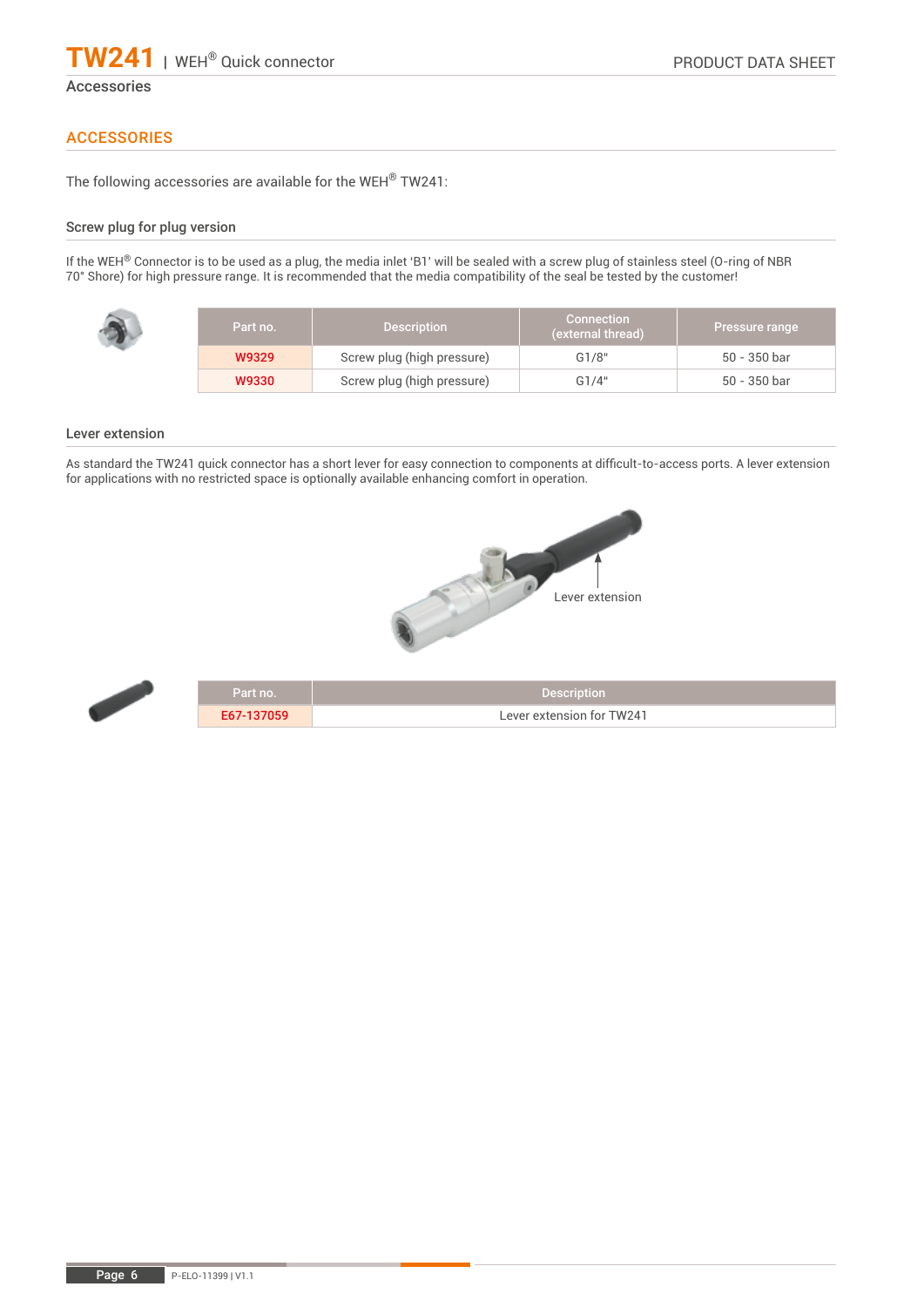## ACCESSORIES

The following accessories are available for the WEH® TW241:

### Screw plug for plug version

If the WEH® Connector is to be used as a plug, the media inlet 'B1' will be sealed with a screw plug of stainless steel (O-ring of NBR 70° Shore) for high pressure range. It is recommended that the media compatibility of the seal be tested by the customer!

| Part no. | Description | Connection (external thread) | Pressure range |
|---|---|---|---|
| W9329 | Screw plug (high pressure) | G1/8" | 50 - 350 bar |
| W9330 | Screw plug (high pressure) | G1/4" | 50 - 350 bar |

### Lever extension

As standard the TW241 quick connector has a short lever for easy connection to components at difficult-to-access ports. A lever extension for applications with no restricted space is optionally available enhancing comfort in operation.

Lever extension

| Part no. | Description |
|---|---|
| E67-137059 | Lever extension for TW241 |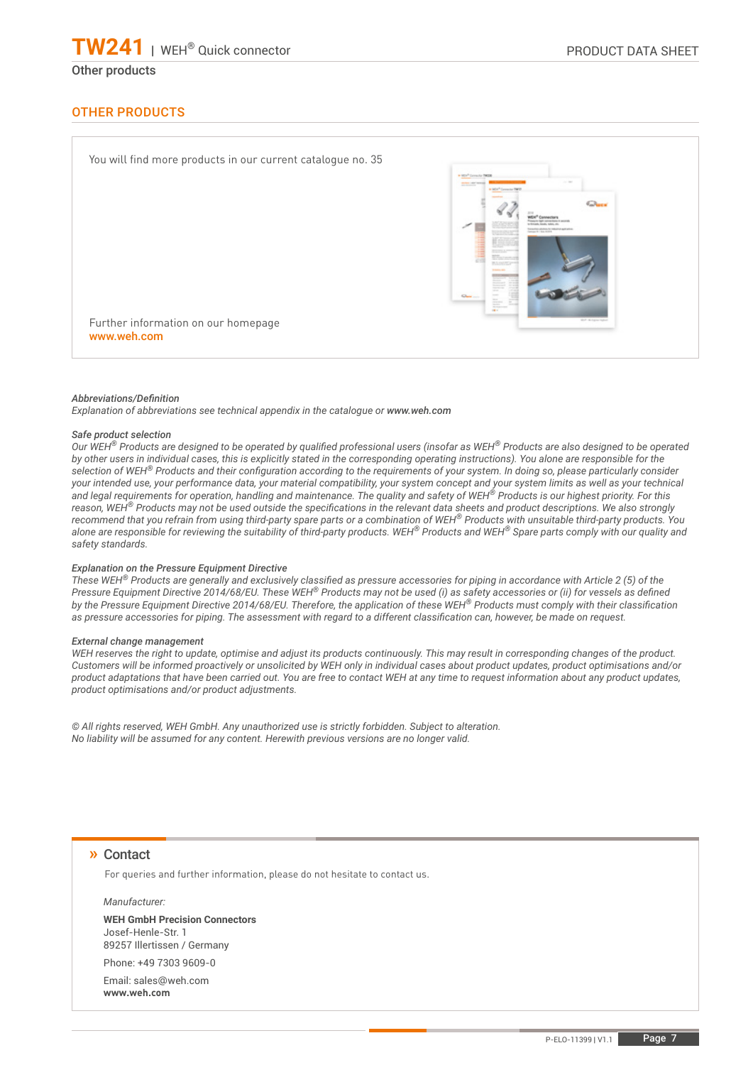## OTHER PRODUCTS

You will find more products in our current catalogue no. 35

Further information on our homepage
www.weh.com

*Abbreviations/Definition*
*Explanation of abbreviations see technical appendix in the catalogue or **www.weh.com***

*Safe product selection*
*Our WEH® Products are designed to be operated by qualified professional users (insofar as WEH® Products are also designed to be operated by other users in individual cases, this is explicitly stated in the corresponding operating instructions). You alone are responsible for the selection of WEH® Products and their configuration according to the requirements of your system. In doing so, please particularly consider your intended use, your performance data, your material compatibility, your system concept and your system limits as well as your technical and legal requirements for operation, handling and maintenance. The quality and safety of WEH® Products is our highest priority. For this reason, WEH® Products may not be used outside the specifications in the relevant data sheets and product descriptions. We also strongly recommend that you refrain from using third-party spare parts or a combination of WEH® Products with unsuitable third-party products. You alone are responsible for reviewing the suitability of third-party products. WEH® Products and WEH® Spare parts comply with our quality and safety standards.*

*Explanation on the Pressure Equipment Directive*
*These WEH® Products are generally and exclusively classified as pressure accessories for piping in accordance with Article 2 (5) of the Pressure Equipment Directive 2014/68/EU. These WEH® Products may not be used (i) as safety accessories or (ii) for vessels as defined by the Pressure Equipment Directive 2014/68/EU. Therefore, the application of these WEH® Products must comply with their classification as pressure accessories for piping. The assessment with regard to a different classification can, however, be made on request.*

*External change management*
*WEH reserves the right to update, optimise and adjust its products continuously. This may result in corresponding changes of the product. Customers will be informed proactively or unsolicited by WEH only in individual cases about product updates, product optimisations and/or product adaptations that have been carried out. You are free to contact WEH at any time to request information about any product updates, product optimisations and/or product adjustments.*

*© All rights reserved, WEH GmbH. Any unauthorized use is strictly forbidden. Subject to alteration.*
*No liability will be assumed for any content. Herewith previous versions are no longer valid.*

## » Contact

For queries and further information, please do not hesitate to contact us.

*Manufacturer:*

**WEH GmbH Precision Connectors**
Josef-Henle-Str. 1
89257 Illertissen / Germany

Phone: +49 7303 9609-0

Email: sales@weh.com
**www.weh.com**

P-ELO-11399 | V1.1